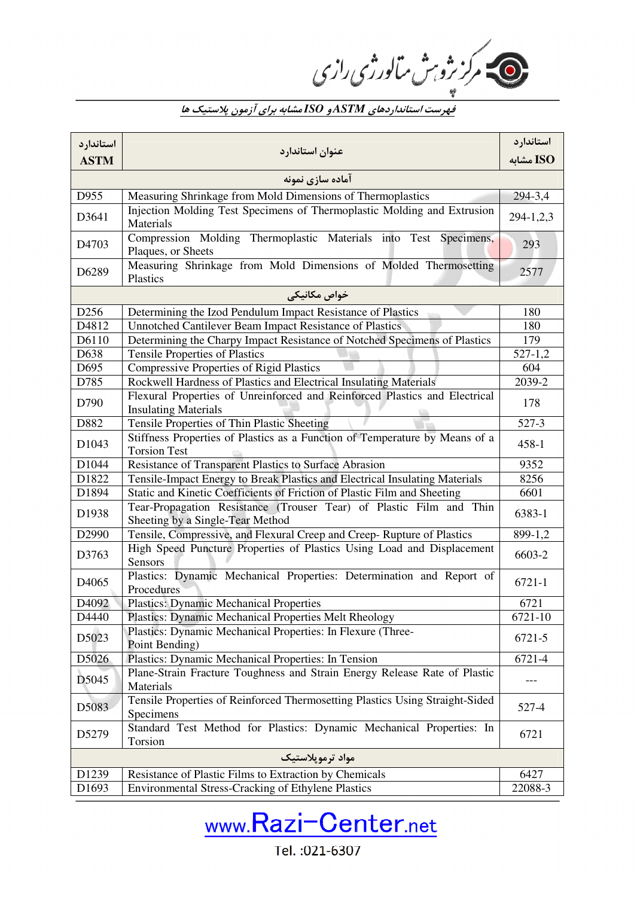مرکز پژوهش متالورژی رازی

## فهرست استانداردهای ASTM و ISO مشابه برای آزمون پلاستیک ها

| استاندارد ASTM | عنوان استاندارد | استاندارد ISO مشابه |
|---|---|---|
| | **آماده سازی نمونه** | |
| D955 | Measuring Shrinkage from Mold Dimensions of Thermoplastics | 294-3,4 |
| D3641 | Injection Molding Test Specimens of Thermoplastic Molding and Extrusion Materials | 294-1,2,3 |
| D4703 | Compression Molding Thermoplastic Materials into Test Specimens, Plaques, or Sheets | 293 |
| D6289 | Measuring Shrinkage from Mold Dimensions of Molded Thermosetting Plastics | 2577 |
| | **خواص مکانیکی** | |
| D256 | Determining the Izod Pendulum Impact Resistance of Plastics | 180 |
| D4812 | Unnotched Cantilever Beam Impact Resistance of Plastics | 180 |
| D6110 | Determining the Charpy Impact Resistance of Notched Specimens of Plastics | 179 |
| D638 | Tensile Properties of Plastics | 527-1,2 |
| D695 | Compressive Properties of Rigid Plastics | 604 |
| D785 | Rockwell Hardness of Plastics and Electrical Insulating Materials | 2039-2 |
| D790 | Flexural Properties of Unreinforced and Reinforced Plastics and Electrical Insulating Materials | 178 |
| D882 | Tensile Properties of Thin Plastic Sheeting | 527-3 |
| D1043 | Stiffness Properties of Plastics as a Function of Temperature by Means of a Torsion Test | 458-1 |
| D1044 | Resistance of Transparent Plastics to Surface Abrasion | 9352 |
| D1822 | Tensile-Impact Energy to Break Plastics and Electrical Insulating Materials | 8256 |
| D1894 | Static and Kinetic Coefficients of Friction of Plastic Film and Sheeting | 6601 |
| D1938 | Tear-Propagation Resistance (Trouser Tear) of Plastic Film and Thin Sheeting by a Single-Tear Method | 6383-1 |
| D2990 | Tensile, Compressive, and Flexural Creep and Creep- Rupture of Plastics | 899-1,2 |
| D3763 | High Speed Puncture Properties of Plastics Using Load and Displacement Sensors | 6603-2 |
| D4065 | Plastics: Dynamic Mechanical Properties: Determination and Report of Procedures | 6721-1 |
| D4092 | Plastics: Dynamic Mechanical Properties | 6721 |
| D4440 | Plastics: Dynamic Mechanical Properties Melt Rheology | 6721-10 |
| D5023 | Plastics: Dynamic Mechanical Properties: In Flexure (Three-Point Bending) | 6721-5 |
| D5026 | Plastics: Dynamic Mechanical Properties: In Tension | 6721-4 |
| D5045 | Plane-Strain Fracture Toughness and Strain Energy Release Rate of Plastic Materials | --- |
| D5083 | Tensile Properties of Reinforced Thermosetting Plastics Using Straight-Sided Specimens | 527-4 |
| D5279 | Standard Test Method for Plastics: Dynamic Mechanical Properties: In Torsion | 6721 |
| | **مواد ترموپلاستیک** | |
| D1239 | Resistance of Plastic Films to Extraction by Chemicals | 6427 |
| D1693 | Environmental Stress-Cracking of Ethylene Plastics | 22088-3 |

www.Razi-Center.net

Tel. :021-6307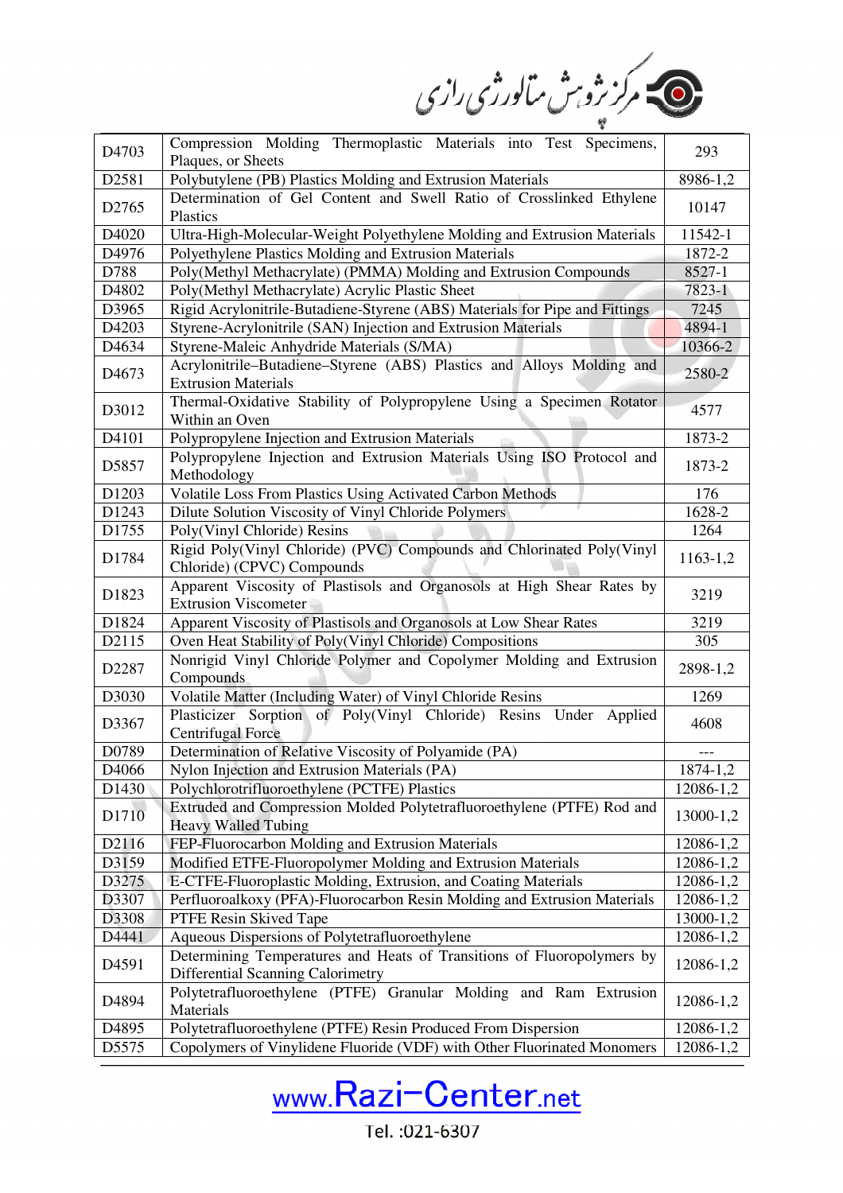| D4703 | Compression Molding Thermoplastic Materials into Test Specimens, Plaques, or Sheets | 293 |
|---|---|---|
| D2581 | Polybutylene (PB) Plastics Molding and Extrusion Materials | 8986-1,2 |
| D2765 | Determination of Gel Content and Swell Ratio of Crosslinked Ethylene Plastics | 10147 |
| D4020 | Ultra-High-Molecular-Weight Polyethylene Molding and Extrusion Materials | 11542-1 |
| D4976 | Polyethylene Plastics Molding and Extrusion Materials | 1872-2 |
| D788 | Poly(Methyl Methacrylate) (PMMA) Molding and Extrusion Compounds | 8527-1 |
| D4802 | Poly(Methyl Methacrylate) Acrylic Plastic Sheet | 7823-1 |
| D3965 | Rigid Acrylonitrile-Butadiene-Styrene (ABS) Materials for Pipe and Fittings | 7245 |
| D4203 | Styrene-Acrylonitrile (SAN) Injection and Extrusion Materials | 4894-1 |
| D4634 | Styrene-Maleic Anhydride Materials (S/MA) | 10366-2 |
| D4673 | Acrylonitrile–Butadiene–Styrene (ABS) Plastics and Alloys Molding and Extrusion Materials | 2580-2 |
| D3012 | Thermal-Oxidative Stability of Polypropylene Using a Specimen Rotator Within an Oven | 4577 |
| D4101 | Polypropylene Injection and Extrusion Materials | 1873-2 |
| D5857 | Polypropylene Injection and Extrusion Materials Using ISO Protocol and Methodology | 1873-2 |
| D1203 | Volatile Loss From Plastics Using Activated Carbon Methods | 176 |
| D1243 | Dilute Solution Viscosity of Vinyl Chloride Polymers | 1628-2 |
| D1755 | Poly(Vinyl Chloride) Resins | 1264 |
| D1784 | Rigid Poly(Vinyl Chloride) (PVC) Compounds and Chlorinated Poly(Vinyl Chloride) (CPVC) Compounds | 1163-1,2 |
| D1823 | Apparent Viscosity of Plastisols and Organosols at High Shear Rates by Extrusion Viscometer | 3219 |
| D1824 | Apparent Viscosity of Plastisols and Organosols at Low Shear Rates | 3219 |
| D2115 | Oven Heat Stability of Poly(Vinyl Chloride) Compositions | 305 |
| D2287 | Nonrigid Vinyl Chloride Polymer and Copolymer Molding and Extrusion Compounds | 2898-1,2 |
| D3030 | Volatile Matter (Including Water) of Vinyl Chloride Resins | 1269 |
| D3367 | Plasticizer Sorption of Poly(Vinyl Chloride) Resins Under Applied Centrifugal Force | 4608 |
| D0789 | Determination of Relative Viscosity of Polyamide (PA) | --- |
| D4066 | Nylon Injection and Extrusion Materials (PA) | 1874-1,2 |
| D1430 | Polychlorotrifluoroethylene (PCTFE) Plastics | 12086-1,2 |
| D1710 | Extruded and Compression Molded Polytetrafluoroethylene (PTFE) Rod and Heavy Walled Tubing | 13000-1,2 |
| D2116 | FEP-Fluorocarbon Molding and Extrusion Materials | 12086-1,2 |
| D3159 | Modified ETFE-Fluoropolymer Molding and Extrusion Materials | 12086-1,2 |
| D3275 | E-CTFE-Fluoroplastic Molding, Extrusion, and Coating Materials | 12086-1,2 |
| D3307 | Perfluoroalkoxy (PFA)-Fluorocarbon Resin Molding and Extrusion Materials | 12086-1,2 |
| D3308 | PTFE Resin Skived Tape | 13000-1,2 |
| D4441 | Aqueous Dispersions of Polytetrafluoroethylene | 12086-1,2 |
| D4591 | Determining Temperatures and Heats of Transitions of Fluoropolymers by Differential Scanning Calorimetry | 12086-1,2 |
| D4894 | Polytetrafluoroethylene (PTFE) Granular Molding and Ram Extrusion Materials | 12086-1,2 |
| D4895 | Polytetrafluoroethylene (PTFE) Resin Produced From Dispersion | 12086-1,2 |
| D5575 | Copolymers of Vinylidene Fluoride (VDF) with Other Fluorinated Monomers | 12086-1,2 |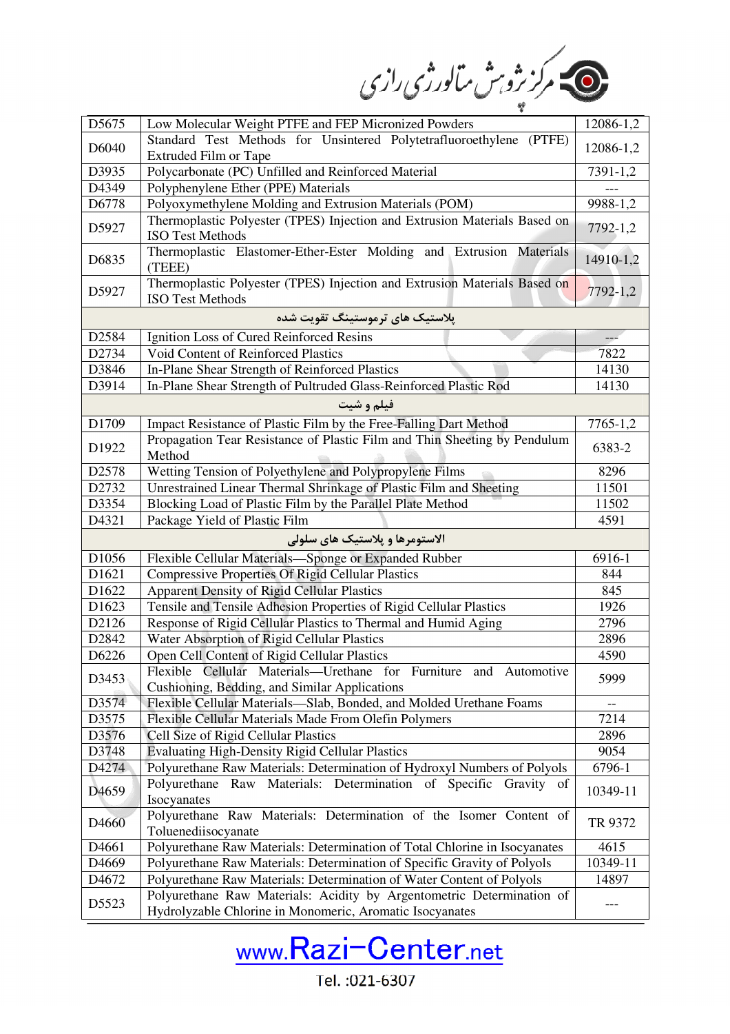| | | |
|---|---|---|
| D5675 | Low Molecular Weight PTFE and FEP Micronized Powders | 12086-1,2 |
| D6040 | Standard Test Methods for Unsintered Polytetrafluoroethylene (PTFE) Extruded Film or Tape | 12086-1,2 |
| D3935 | Polycarbonate (PC) Unfilled and Reinforced Material | 7391-1,2 |
| D4349 | Polyphenylene Ether (PPE) Materials | --- |
| D6778 | Polyoxymethylene Molding and Extrusion Materials (POM) | 9988-1,2 |
| D5927 | Thermoplastic Polyester (TPES) Injection and Extrusion Materials Based on ISO Test Methods | 7792-1,2 |
| D6835 | Thermoplastic Elastomer-Ether-Ester Molding and Extrusion Materials (TEEE) | 14910-1,2 |
| D5927 | Thermoplastic Polyester (TPES) Injection and Extrusion Materials Based on ISO Test Methods | 7792-1,2 |
| | **پلاستیک های ترموستینگ تقویت شده** | |
| D2584 | Ignition Loss of Cured Reinforced Resins | --- |
| D2734 | Void Content of Reinforced Plastics | 7822 |
| D3846 | In-Plane Shear Strength of Reinforced Plastics | 14130 |
| D3914 | In-Plane Shear Strength of Pultruded Glass-Reinforced Plastic Rod | 14130 |
| | **فیلم و شیت** | |
| D1709 | Impact Resistance of Plastic Film by the Free-Falling Dart Method | 7765-1,2 |
| D1922 | Propagation Tear Resistance of Plastic Film and Thin Sheeting by Pendulum Method | 6383-2 |
| D2578 | Wetting Tension of Polyethylene and Polypropylene Films | 8296 |
| D2732 | Unrestrained Linear Thermal Shrinkage of Plastic Film and Sheeting | 11501 |
| D3354 | Blocking Load of Plastic Film by the Parallel Plate Method | 11502 |
| D4321 | Package Yield of Plastic Film | 4591 |
| | **الاستومرها و پلاستیک های سلولی** | |
| D1056 | Flexible Cellular Materials—Sponge or Expanded Rubber | 6916-1 |
| D1621 | Compressive Properties Of Rigid Cellular Plastics | 844 |
| D1622 | Apparent Density of Rigid Cellular Plastics | 845 |
| D1623 | Tensile and Tensile Adhesion Properties of Rigid Cellular Plastics | 1926 |
| D2126 | Response of Rigid Cellular Plastics to Thermal and Humid Aging | 2796 |
| D2842 | Water Absorption of Rigid Cellular Plastics | 2896 |
| D6226 | Open Cell Content of Rigid Cellular Plastics | 4590 |
| D3453 | Flexible Cellular Materials—Urethane for Furniture and Automotive Cushioning, Bedding, and Similar Applications | 5999 |
| D3574 | Flexible Cellular Materials—Slab, Bonded, and Molded Urethane Foams | -- |
| D3575 | Flexible Cellular Materials Made From Olefin Polymers | 7214 |
| D3576 | Cell Size of Rigid Cellular Plastics | 2896 |
| D3748 | Evaluating High-Density Rigid Cellular Plastics | 9054 |
| D4274 | Polyurethane Raw Materials: Determination of Hydroxyl Numbers of Polyols | 6796-1 |
| D4659 | Polyurethane Raw Materials: Determination of Specific Gravity of Isocyanates | 10349-11 |
| D4660 | Polyurethane Raw Materials: Determination of the Isomer Content of Toluenediisocyanate | TR 9372 |
| D4661 | Polyurethane Raw Materials: Determination of Total Chlorine in Isocyanates | 4615 |
| D4669 | Polyurethane Raw Materials: Determination of Specific Gravity of Polyols | 10349-11 |
| D4672 | Polyurethane Raw Materials: Determination of Water Content of Polyols | 14897 |
| D5523 | Polyurethane Raw Materials: Acidity by Argentometric Determination of Hydrolyzable Chlorine in Monomeric, Aromatic Isocyanates | --- |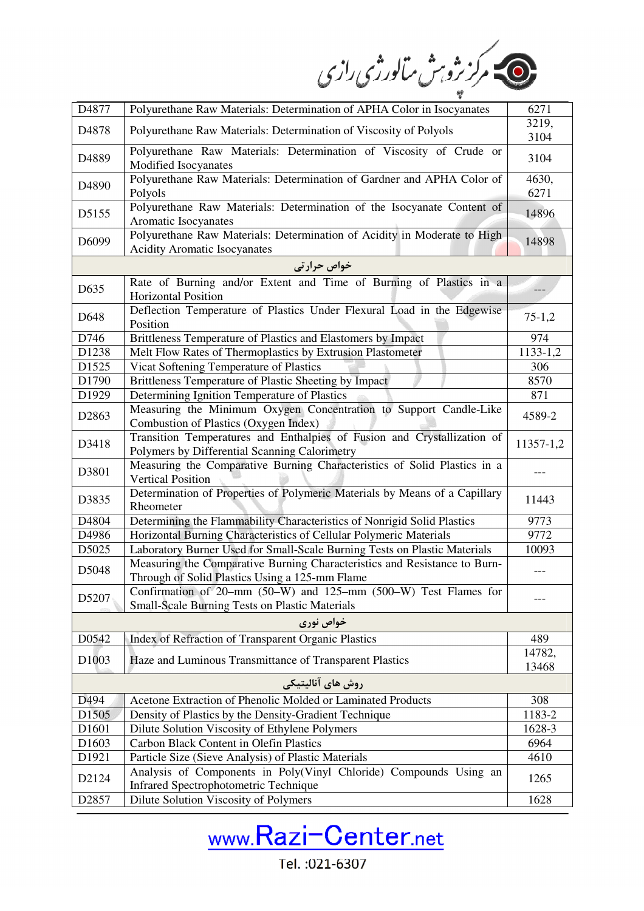| | | |
|---|---|---|
| D4877 | Polyurethane Raw Materials: Determination of APHA Color in Isocyanates | 6271 |
| D4878 | Polyurethane Raw Materials: Determination of Viscosity of Polyols | 3219, 3104 |
| D4889 | Polyurethane Raw Materials: Determination of Viscosity of Crude or Modified Isocyanates | 3104 |
| D4890 | Polyurethane Raw Materials: Determination of Gardner and APHA Color of Polyols | 4630, 6271 |
| D5155 | Polyurethane Raw Materials: Determination of the Isocyanate Content of Aromatic Isocyanates | 14896 |
| D6099 | Polyurethane Raw Materials: Determination of Acidity in Moderate to High Acidity Aromatic Isocyanates | 14898 |
| | خواص حرارتی | |
| D635 | Rate of Burning and/or Extent and Time of Burning of Plastics in a Horizontal Position | --- |
| D648 | Deflection Temperature of Plastics Under Flexural Load in the Edgewise Position | 75-1,2 |
| D746 | Brittleness Temperature of Plastics and Elastomers by Impact | 974 |
| D1238 | Melt Flow Rates of Thermoplastics by Extrusion Plastometer | 1133-1,2 |
| D1525 | Vicat Softening Temperature of Plastics | 306 |
| D1790 | Brittleness Temperature of Plastic Sheeting by Impact | 8570 |
| D1929 | Determining Ignition Temperature of Plastics | 871 |
| D2863 | Measuring the Minimum Oxygen Concentration to Support Candle-Like Combustion of Plastics (Oxygen Index) | 4589-2 |
| D3418 | Transition Temperatures and Enthalpies of Fusion and Crystallization of Polymers by Differential Scanning Calorimetry | 11357-1,2 |
| D3801 | Measuring the Comparative Burning Characteristics of Solid Plastics in a Vertical Position | --- |
| D3835 | Determination of Properties of Polymeric Materials by Means of a Capillary Rheometer | 11443 |
| D4804 | Determining the Flammability Characteristics of Nonrigid Solid Plastics | 9773 |
| D4986 | Horizontal Burning Characteristics of Cellular Polymeric Materials | 9772 |
| D5025 | Laboratory Burner Used for Small-Scale Burning Tests on Plastic Materials | 10093 |
| D5048 | Measuring the Comparative Burning Characteristics and Resistance to Burn-Through of Solid Plastics Using a 125-mm Flame | --- |
| D5207 | Confirmation of 20–mm (50–W) and 125–mm (500–W) Test Flames for Small-Scale Burning Tests on Plastic Materials | --- |
| | خواص نوری | |
| D0542 | Index of Refraction of Transparent Organic Plastics | 489 |
| D1003 | Haze and Luminous Transmittance of Transparent Plastics | 14782, 13468 |
| | روش های آنالیتیکی | |
| D494 | Acetone Extraction of Phenolic Molded or Laminated Products | 308 |
| D1505 | Density of Plastics by the Density-Gradient Technique | 1183-2 |
| D1601 | Dilute Solution Viscosity of Ethylene Polymers | 1628-3 |
| D1603 | Carbon Black Content in Olefin Plastics | 6964 |
| D1921 | Particle Size (Sieve Analysis) of Plastic Materials | 4610 |
| D2124 | Analysis of Components in Poly(Vinyl Chloride) Compounds Using an Infrared Spectrophotometric Technique | 1265 |
| D2857 | Dilute Solution Viscosity of Polymers | 1628 |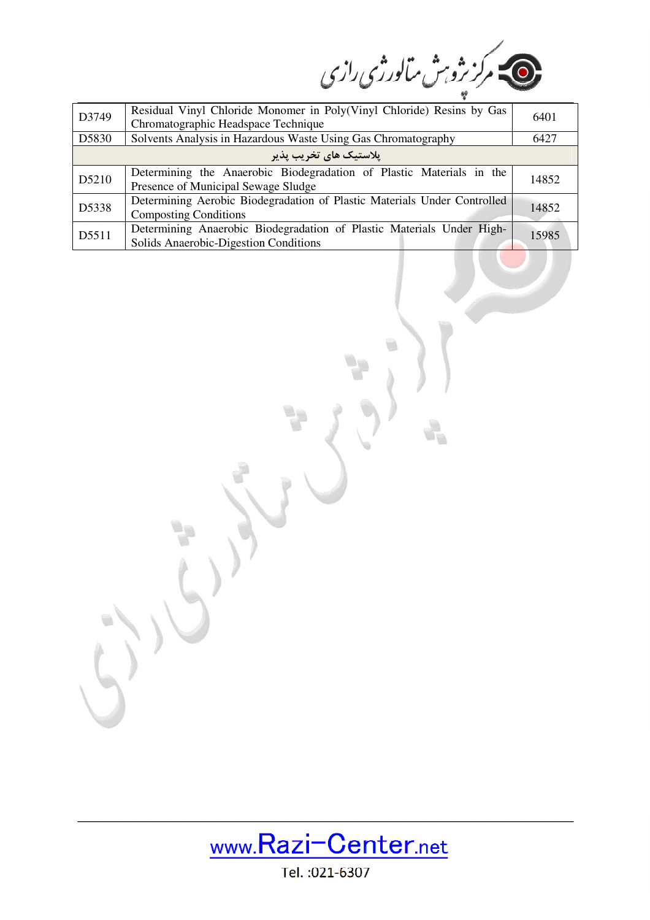| | | |
|---|---|---|
| D3749 | Residual Vinyl Chloride Monomer in Poly(Vinyl Chloride) Resins by Gas Chromatographic Headspace Technique | 6401 |
| D5830 | Solvents Analysis in Hazardous Waste Using Gas Chromatography | 6427 |
| پلاستیک های تخریب پذیر | | |
| D5210 | Determining the Anaerobic Biodegradation of Plastic Materials in the Presence of Municipal Sewage Sludge | 14852 |
| D5338 | Determining Aerobic Biodegradation of Plastic Materials Under Controlled Composting Conditions | 14852 |
| D5511 | Determining Anaerobic Biodegradation of Plastic Materials Under High-Solids Anaerobic-Digestion Conditions | 15985 |